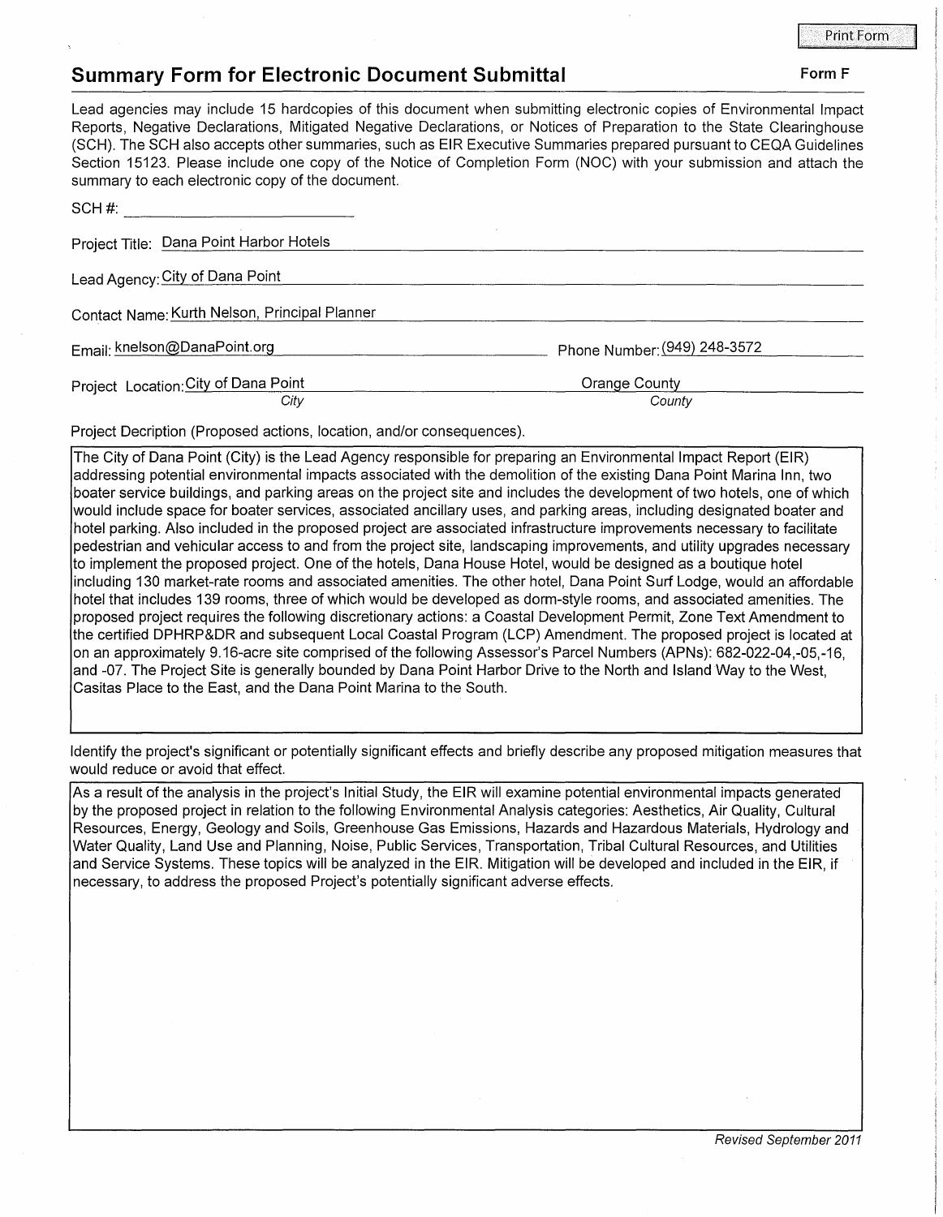Print Form

## Summary Form for Electronic Document Submittal

**Form F**

Lead agencies may include 15 hardcopies of this document when submitting electronic copies of Environmental Impact Reports, Negative Declarations, Mitigated Negative Declarations, or Notices of Preparation to the State Clearinghouse (SCH). The SCH also accepts other summaries, such as EIR Executive Summaries prepared pursuant to CEQA Guidelines Section 15123. Please include one copy of the Notice of Completion Form (NOC) with your submission and attach the summary to each electronic copy of the document.

SCH #: ____________________

Project Title: Dana Point Harbor Hotels

Lead Agency: City of Dana Point

Contact Name: Kurth Nelson, Principal Planner

Email: knelson@DanaPoint.org

Phone Number: (949) 248-3572

Project Location: City of Dana Point (*City*) Orange County (*County*)

Project Decription (Proposed actions, location, and/or consequences).

The City of Dana Point (City) is the Lead Agency responsible for preparing an Environmental Impact Report (EIR) addressing potential environmental impacts associated with the demolition of the existing Dana Point Marina Inn, two boater service buildings, and parking areas on the project site and includes the development of two hotels, one of which would include space for boater services, associated ancillary uses, and parking areas, including designated boater and hotel parking. Also included in the proposed project are associated infrastructure improvements necessary to facilitate pedestrian and vehicular access to and from the project site, landscaping improvements, and utility upgrades necessary to implement the proposed project. One of the hotels, Dana House Hotel, would be designed as a boutique hotel including 130 market-rate rooms and associated amenities. The other hotel, Dana Point Surf Lodge, would an affordable hotel that includes 139 rooms, three of which would be developed as dorm-style rooms, and associated amenities. The proposed project requires the following discretionary actions: a Coastal Development Permit, Zone Text Amendment to the certified DPHRP&DR and subsequent Local Coastal Program (LCP) Amendment. The proposed project is located at on an approximately 9.16-acre site comprised of the following Assessor's Parcel Numbers (APNs): 682-022-04,-05,-16, and -07. The Project Site is generally bounded by Dana Point Harbor Drive to the North and Island Way to the West, Casitas Place to the East, and the Dana Point Marina to the South.

Identify the project's significant or potentially significant effects and briefly describe any proposed mitigation measures that would reduce or avoid that effect.

As a result of the analysis in the project's Initial Study, the EIR will examine potential environmental impacts generated by the proposed project in relation to the following Environmental Analysis categories: Aesthetics, Air Quality, Cultural Resources, Energy, Geology and Soils, Greenhouse Gas Emissions, Hazards and Hazardous Materials, Hydrology and Water Quality, Land Use and Planning, Noise, Public Services, Transportation, Tribal Cultural Resources, and Utilities and Service Systems. These topics will be analyzed in the EIR. Mitigation will be developed and included in the EIR, if necessary, to address the proposed Project's potentially significant adverse effects.

*Revised September 2011*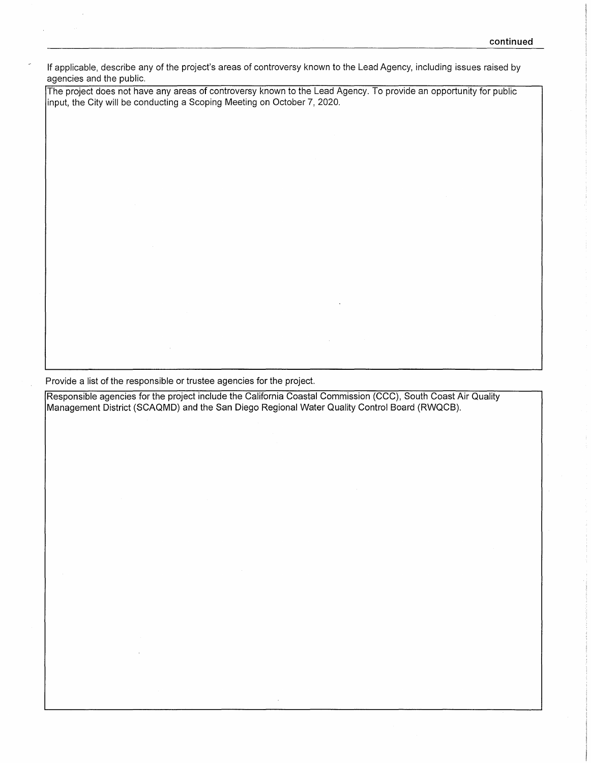If applicable, describe any of the project's areas of controversy known to the Lead Agency, including issues raised by agencies and the public.

The project does not have any areas of controversy known to the Lead Agency. To provide an opportunity for public input, the City will be conducting a Scoping Meeting on October 7, 2020.

Provide a list of the responsible or trustee agencies for the project.

Responsible agencies for the project include the California Coastal Commission (CCC), South Coast Air Quality Management District (SCAQMD) and the San Diego Regional Water Quality Control Board (RWQCB).